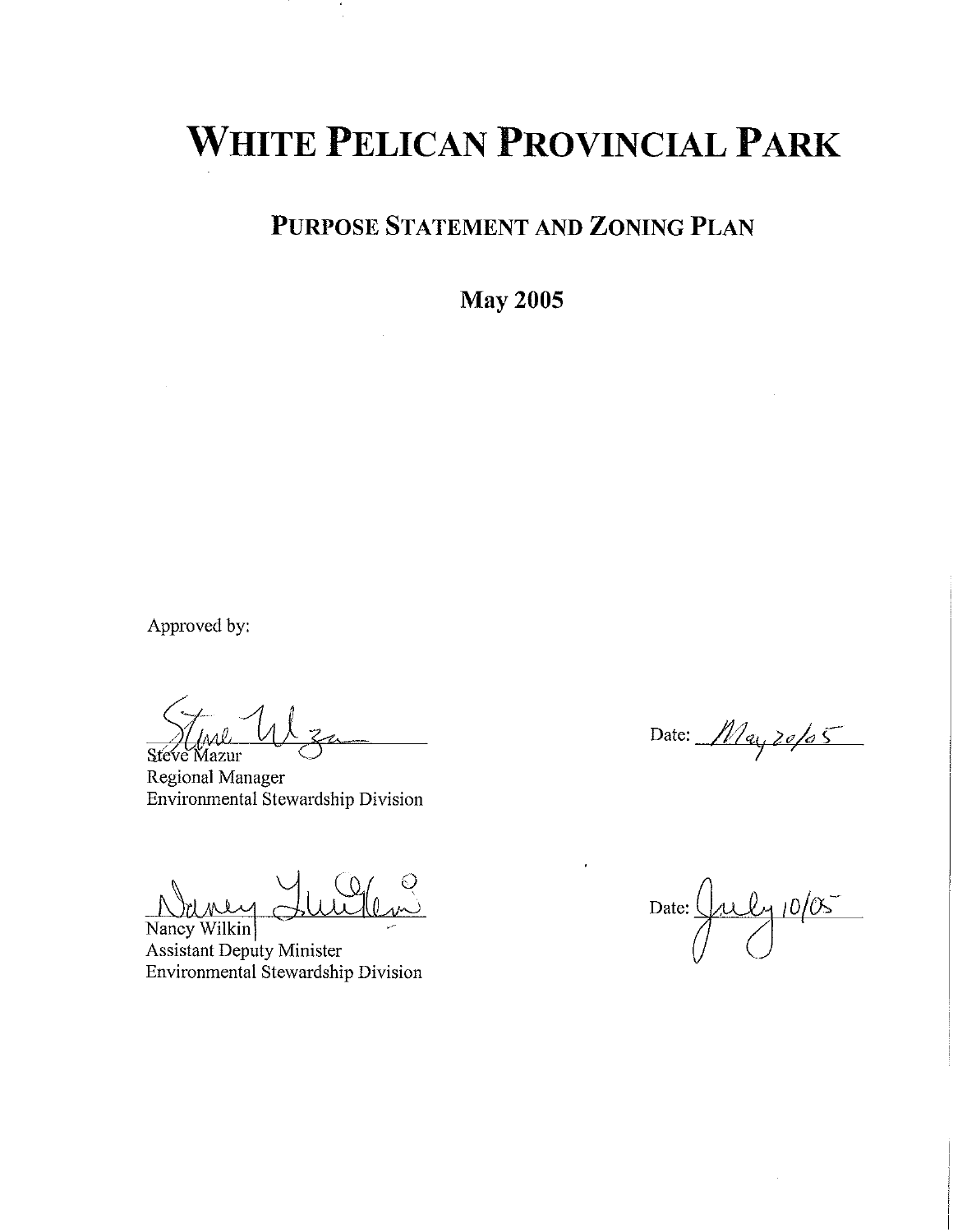# White Pelican Provincial Park

## Purpose Statement and Zoning Plan

**May 2005**

Approved by:

Steve Mazur
Regional Manager
Environmental Stewardship Division

Date: May 20/05

Nancy Wilkin
Assistant Deputy Minister
Environmental Stewardship Division

Date: July 10/05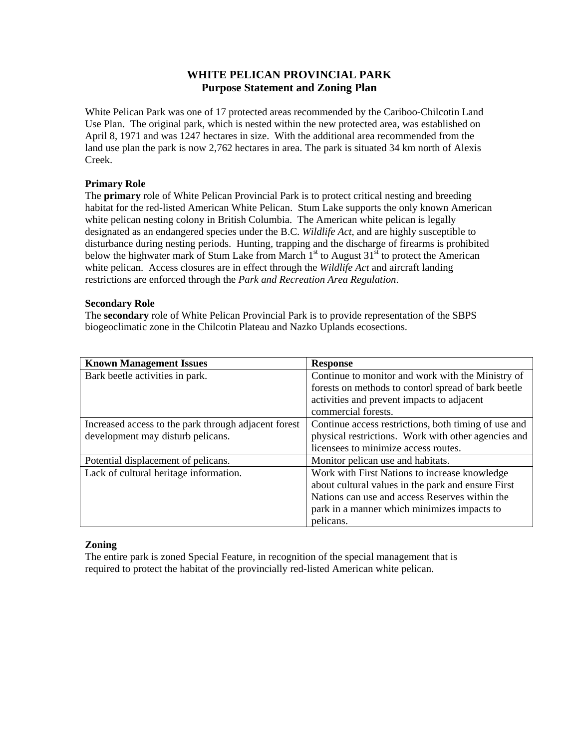# WHITE PELICAN PROVINCIAL PARK
## Purpose Statement and Zoning Plan

White Pelican Park was one of 17 protected areas recommended by the Cariboo-Chilcotin Land Use Plan. The original park, which is nested within the new protected area, was established on April 8, 1971 and was 1247 hectares in size. With the additional area recommended from the land use plan the park is now 2,762 hectares in area. The park is situated 34 km north of Alexis Creek.

### Primary Role

The **primary** role of White Pelican Provincial Park is to protect critical nesting and breeding habitat for the red-listed American White Pelican. Stum Lake supports the only known American white pelican nesting colony in British Columbia. The American white pelican is legally designated as an endangered species under the B.C. *Wildlife Act*, and are highly susceptible to disturbance during nesting periods. Hunting, trapping and the discharge of firearms is prohibited below the highwater mark of Stum Lake from March 1st to August 31st to protect the American white pelican. Access closures are in effect through the *Wildlife Act* and aircraft landing restrictions are enforced through the *Park and Recreation Area Regulation*.

### Secondary Role

The **secondary** role of White Pelican Provincial Park is to provide representation of the SBPS biogeoclimatic zone in the Chilcotin Plateau and Nazko Uplands ecosections.

| Known Management Issues | Response |
| --- | --- |
| Bark beetle activities in park. | Continue to monitor and work with the Ministry of forests on methods to contorl spread of bark beetle activities and prevent impacts to adjacent commercial forests. |
| Increased access to the park through adjacent forest development may disturb pelicans. | Continue access restrictions, both timing of use and physical restrictions. Work with other agencies and licensees to minimize access routes. |
| Potential displacement of pelicans. | Monitor pelican use and habitats. |
| Lack of cultural heritage information. | Work with First Nations to increase knowledge about cultural values in the park and ensure First Nations can use and access Reserves within the park in a manner which minimizes impacts to pelicans. |

### Zoning

The entire park is zoned Special Feature, in recognition of the special management that is required to protect the habitat of the provincially red-listed American white pelican.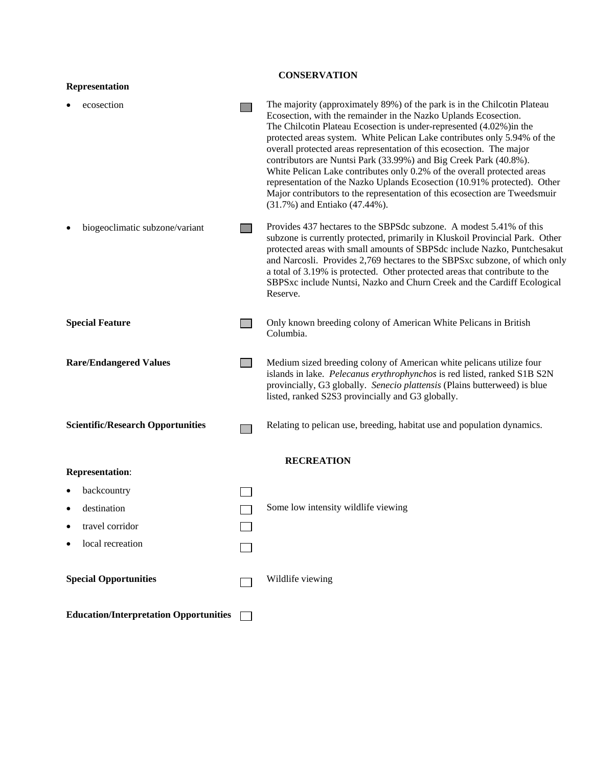## CONSERVATION

**Representation**

| | | |
|---|---|---|
| • ecosection | ☐ | The majority (approximately 89%) of the park is in the Chilcotin Plateau Ecosection, with the remainder in the Nazko Uplands Ecosection. The Chilcotin Plateau Ecosection is under-represented (4.02%)in the protected areas system. White Pelican Lake contributes only 5.94% of the overall protected areas representation of this ecosection. The major contributors are Nuntsi Park (33.99%) and Big Creek Park (40.8%). White Pelican Lake contributes only 0.2% of the overall protected areas representation of the Nazko Uplands Ecosection (10.91% protected). Other Major contributors to the representation of this ecosection are Tweedsmuir (31.7%) and Entiako (47.44%). |
| • biogeoclimatic subzone/variant | ☐ | Provides 437 hectares to the SBPSdc subzone. A modest 5.41% of this subzone is currently protected, primarily in Kluskoil Provincial Park. Other protected areas with small amounts of SBPSdc include Nazko, Puntchesakut and Narcosli. Provides 2,769 hectares to the SBPSxc subzone, of which only a total of 3.19% is protected. Other protected areas that contribute to the SBPSxc include Nuntsi, Nazko and Churn Creek and the Cardiff Ecological Reserve. |
| **Special Feature** | ☐ | Only known breeding colony of American White Pelicans in British Columbia. |
| **Rare/Endangered Values** | ☐ | Medium sized breeding colony of American white pelicans utilize four islands in lake. *Pelecanus erythrophynchos* is red listed, ranked S1B S2N provincially, G3 globally. *Senecio plattensis* (Plains butterweed) is blue listed, ranked S2S3 provincially and G3 globally. |
| **Scientific/Research Opportunities** | ☐ | Relating to pelican use, breeding, habitat use and population dynamics. |

## RECREATION

**Representation**:

| | | |
|---|---|---|
| • backcountry | ☐ | |
| • destination | ☐ | Some low intensity wildlife viewing |
| • travel corridor | ☐ | |
| • local recreation | ☐ | |
| **Special Opportunities** | ☐ | Wildlife viewing |
| **Education/Interpretation Opportunities** | ☐ | |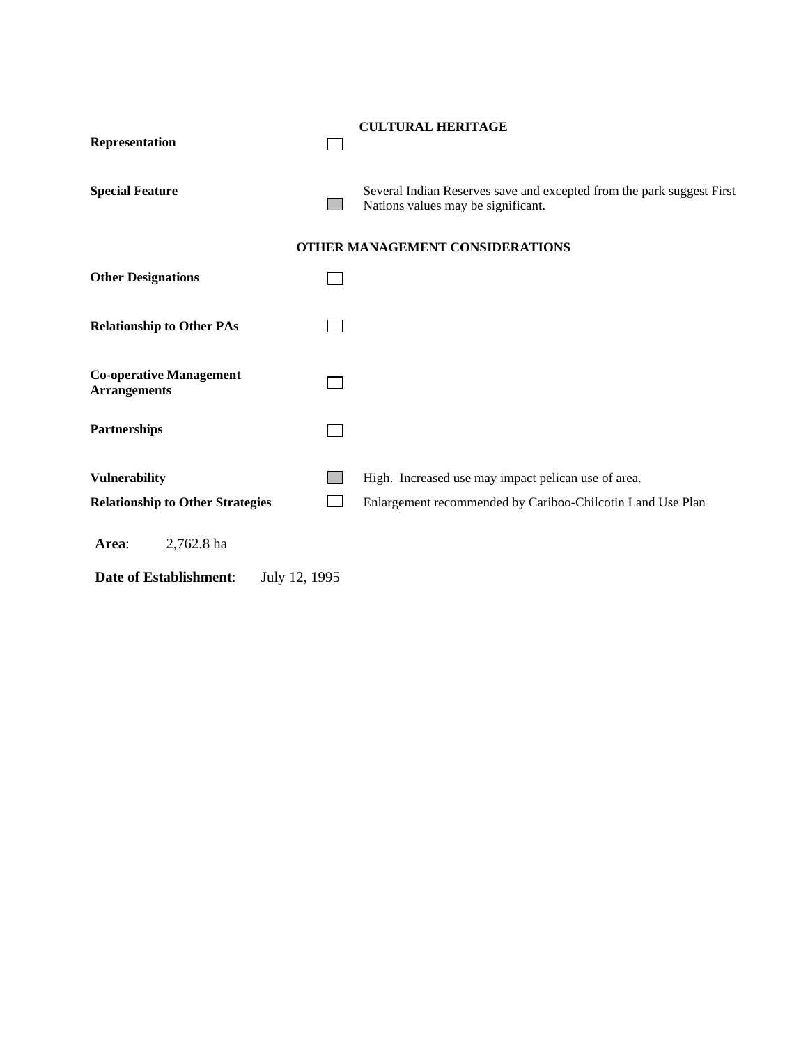## CULTURAL HERITAGE

| | | |
|---|---|---|
| **Representation** | ☐ | |
| **Special Feature** | ■ | Several Indian Reserves save and excepted from the park suggest First Nations values may be significant. |

## OTHER MANAGEMENT CONSIDERATIONS

| | | |
|---|---|---|
| **Other Designations** | ☐ | |
| **Relationship to Other PAs** | ☐ | |
| **Co-operative Management Arrangements** | ☐ | |
| **Partnerships** | ☐ | |
| **Vulnerability** | ■ | High. Increased use may impact pelican use of area. |
| **Relationship to Other Strategies** | ☐ | Enlargement recommended by Cariboo-Chilcotin Land Use Plan |

**Area**: 2,762.8 ha

**Date of Establishment**: July 12, 1995